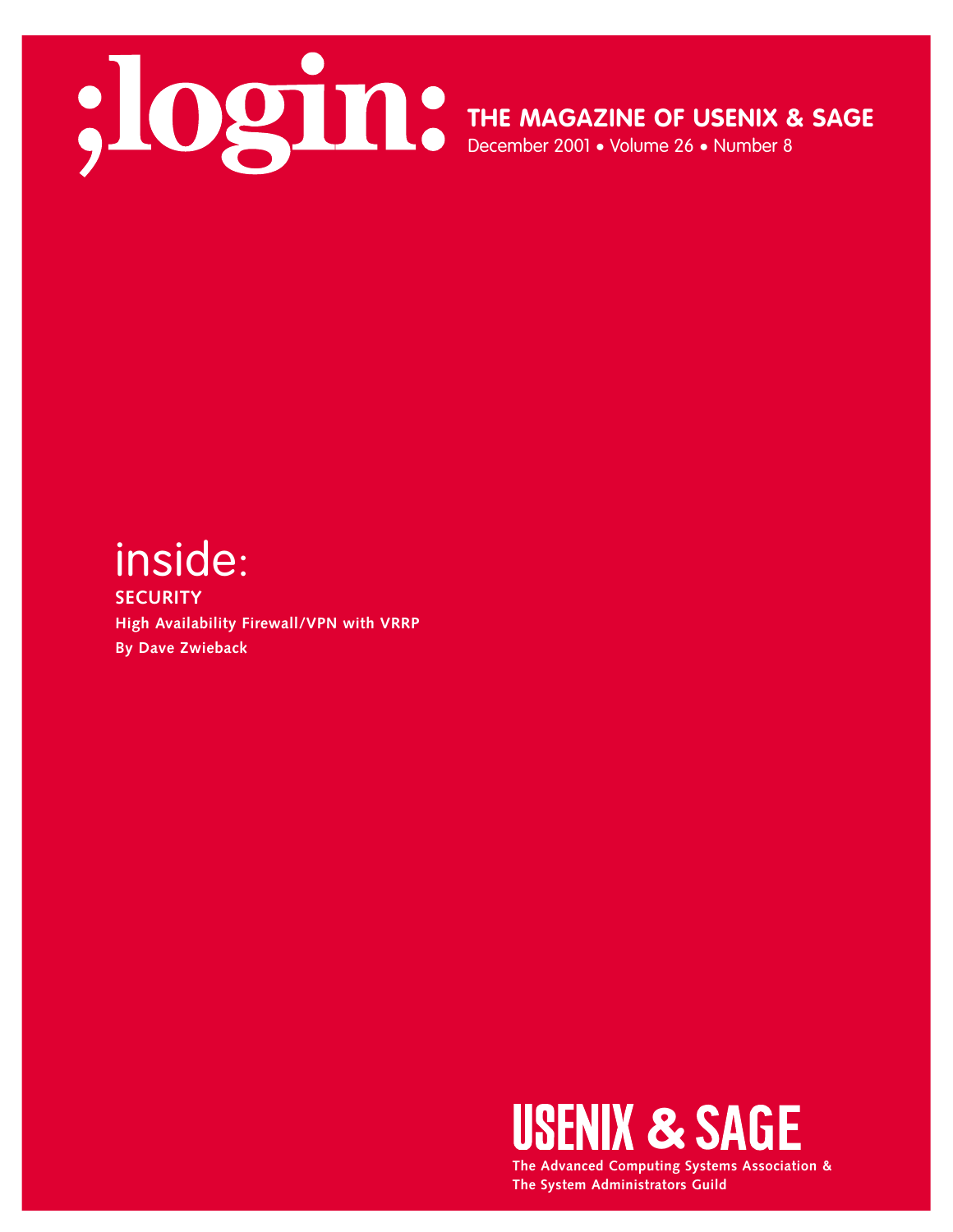# ;login:

**THE MAGAZINE OF USENIX & SAGE**

December 2001 • Volume 26 • Number 8

## inside:

**SECURITY**

**High Availability Firewall/VPN with VRRP**

**By Dave Zwieback**

**USENIX & SAGE**

**The Advanced Computing Systems Association & The System Administrators Guild**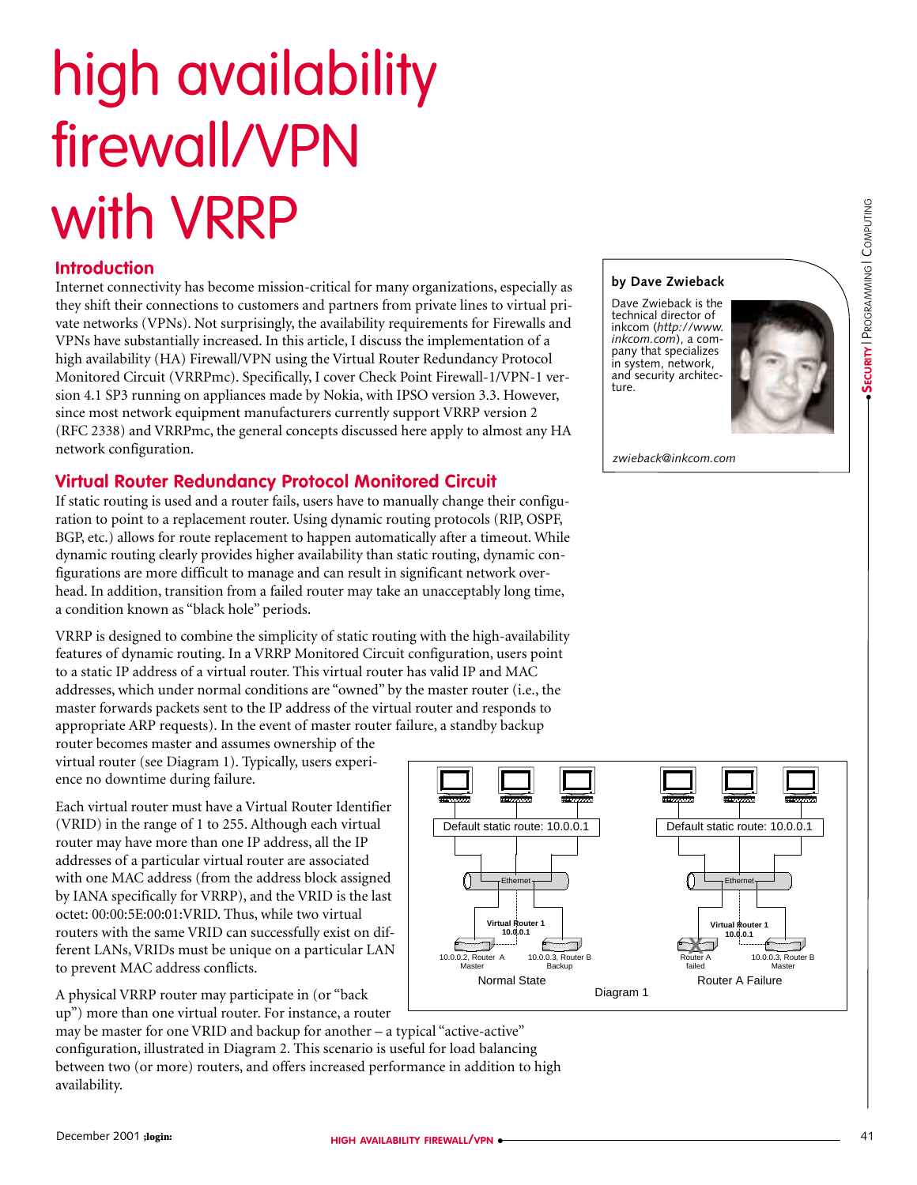# high availability firewall/VPN with VRRP

**by Dave Zwieback**

Dave Zwieback is the technical director of inkcom (*http://www.inkcom.com*), a company that specializes in system, network, and security architecture.

*zwieback@inkcom.com*

## Introduction

Internet connectivity has become mission-critical for many organizations, especially as they shift their connections to customers and partners from private lines to virtual private networks (VPNs). Not surprisingly, the availability requirements for Firewalls and VPNs have substantially increased. In this article, I discuss the implementation of a high availability (HA) Firewall/VPN using the Virtual Router Redundancy Protocol Monitored Circuit (VRRPmc). Specifically, I cover Check Point Firewall-1/VPN-1 version 4.1 SP3 running on appliances made by Nokia, with IPSO version 3.3. However, since most network equipment manufacturers currently support VRRP version 2 (RFC 2338) and VRRPmc, the general concepts discussed here apply to almost any HA network configuration.

## Virtual Router Redundancy Protocol Monitored Circuit

If static routing is used and a router fails, users have to manually change their configuration to point to a replacement router. Using dynamic routing protocols (RIP, OSPF, BGP, etc.) allows for route replacement to happen automatically after a timeout. While dynamic routing clearly provides higher availability than static routing, dynamic configurations are more difficult to manage and can result in significant network overhead. In addition, transition from a failed router may take an unacceptably long time, a condition known as "black hole" periods.

VRRP is designed to combine the simplicity of static routing with the high-availability features of dynamic routing. In a VRRP Monitored Circuit configuration, users point to a static IP address of a virtual router. This virtual router has valid IP and MAC addresses, which under normal conditions are "owned" by the master router (i.e., the master forwards packets sent to the IP address of the virtual router and responds to appropriate ARP requests). In the event of master router failure, a standby backup router becomes master and assumes ownership of the virtual router (see Diagram 1). Typically, users experience no downtime during failure.

Each virtual router must have a Virtual Router Identifier (VRID) in the range of 1 to 255. Although each virtual router may have more than one IP address, all the IP addresses of a particular virtual router are associated with one MAC address (from the address block assigned by IANA specifically for VRRP), and the VRID is the last octet: 00:00:5E:00:01:VRID. Thus, while two virtual routers with the same VRID can successfully exist on different LANs, VRIDs must be unique on a particular LAN to prevent MAC address conflicts.

Normal State: Default static route: 10.0.0.1 — Ethernet — Virtual Router 1 10.0.0.1 — 10.0.0.2, Router A Master; 10.0.0.3, Router B Backup

Router A Failure: Default static route: 10.0.0.1 — Ethernet — Virtual Router 1 10.0.0.1 — Router A failed; 10.0.0.3, Router B Master

Diagram 1

A physical VRRP router may participate in (or "back up") more than one virtual router. For instance, a router may be master for one VRID and backup for another – a typical "active-active" configuration, illustrated in Diagram 2. This scenario is useful for load balancing between two (or more) routers, and offers increased performance in addition to high availability.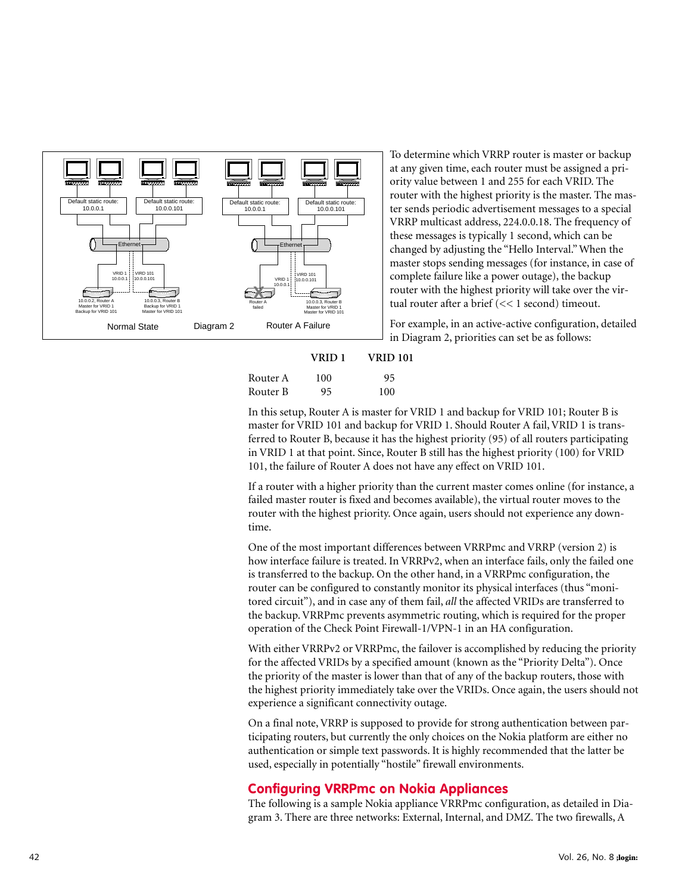To determine which VRRP router is master or backup at any given time, each router must be assigned a priority value between 1 and 255 for each VRID. The router with the highest priority is the master. The master sends periodic advertisement messages to a special VRRP multicast address, 224.0.0.18. The frequency of these messages is typically 1 second, which can be changed by adjusting the "Hello Interval." When the master stops sending messages (for instance, in case of complete failure like a power outage), the backup router with the highest priority will take over the virtual router after a brief (<< 1 second) timeout.

For example, in an active-active configuration, detailed in Diagram 2, priorities can set be as follows:

| | VRID 1 | VRID 101 |
|---|---|---|
| Router A | 100 | 95 |
| Router B | 95 | 100 |

In this setup, Router A is master for VRID 1 and backup for VRID 101; Router B is master for VRID 101 and backup for VRID 1. Should Router A fail, VRID 1 is transferred to Router B, because it has the highest priority (95) of all routers participating in VRID 1 at that point. Since, Router B still has the highest priority (100) for VRID 101, the failure of Router A does not have any effect on VRID 101.

If a router with a higher priority than the current master comes online (for instance, a failed master router is fixed and becomes available), the virtual router moves to the router with the highest priority. Once again, users should not experience any downtime.

One of the most important differences between VRRPmc and VRRP (version 2) is how interface failure is treated. In VRRPv2, when an interface fails, only the failed one is transferred to the backup. On the other hand, in a VRRPmc configuration, the router can be configured to constantly monitor its physical interfaces (thus "monitored circuit"), and in case any of them fail, *all* the affected VRIDs are transferred to the backup. VRRPmc prevents asymmetric routing, which is required for the proper operation of the Check Point Firewall-1/VPN-1 in an HA configuration.

With either VRRPv2 or VRRPmc, the failover is accomplished by reducing the priority for the affected VRIDs by a specified amount (known as the "Priority Delta"). Once the priority of the master is lower than that of any of the backup routers, those with the highest priority immediately take over the VRIDs. Once again, the users should not experience a significant connectivity outage.

On a final note, VRRP is supposed to provide for strong authentication between participating routers, but currently the only choices on the Nokia platform are either no authentication or simple text passwords. It is highly recommended that the latter be used, especially in potentially "hostile" firewall environments.

## Configuring VRRPmc on Nokia Appliances

The following is a sample Nokia appliance VRRPmc configuration, as detailed in Diagram 3. There are three networks: External, Internal, and DMZ. The two firewalls, A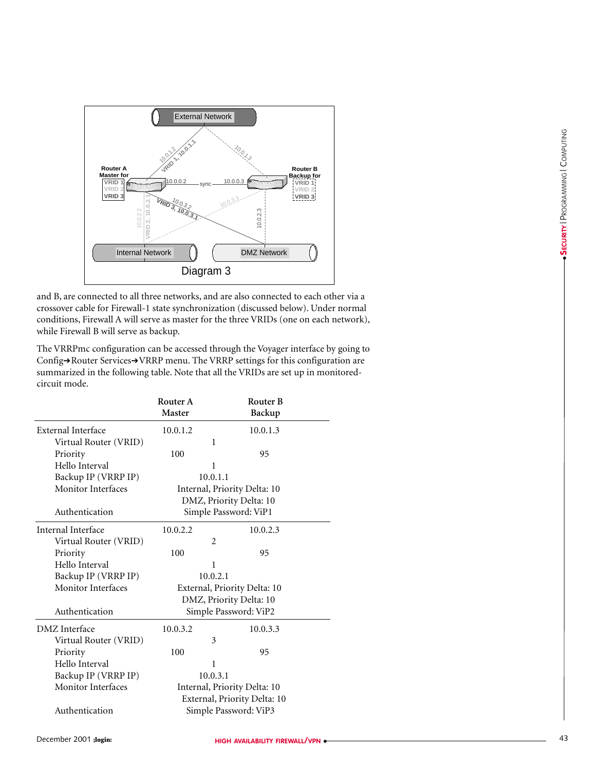Diagram 3

and B, are connected to all three networks, and are also connected to each other via a crossover cable for Firewall-1 state synchronization (discussed below). Under normal conditions, Firewall A will serve as master for the three VRIDs (one on each network), while Firewall B will serve as backup.

The VRRPmc configuration can be accessed through the Voyager interface by going to Config→Router Services→VRRP menu. The VRRP settings for this configuration are summarized in the following table. Note that all the VRIDs are set up in monitored-circuit mode.

| | Router A Master | Router B Backup |
|---|---|---|
| External Interface | 10.0.1.2 | 10.0.1.3 |
| Virtual Router (VRID) | 1 | |
| Priority | 100 | 95 |
| Hello Interval | 1 | |
| Backup IP (VRRP IP) | 10.0.1.1 | |
| Monitor Interfaces | Internal, Priority Delta: 10<br>DMZ, Priority Delta: 10 | |
| Authentication | Simple Password: ViP1 | |
| Internal Interface | 10.0.2.2 | 10.0.2.3 |
| Virtual Router (VRID) | 2 | |
| Priority | 100 | 95 |
| Hello Interval | 1 | |
| Backup IP (VRRP IP) | 10.0.2.1 | |
| Monitor Interfaces | External, Priority Delta: 10<br>DMZ, Priority Delta: 10 | |
| Authentication | Simple Password: ViP2 | |
| DMZ Interface | 10.0.3.2 | 10.0.3.3 |
| Virtual Router (VRID) | 3 | |
| Priority | 100 | 95 |
| Hello Interval | 1 | |
| Backup IP (VRRP IP) | 10.0.3.1 | |
| Monitor Interfaces | Internal, Priority Delta: 10<br>External, Priority Delta: 10 | |
| Authentication | Simple Password: ViP3 | |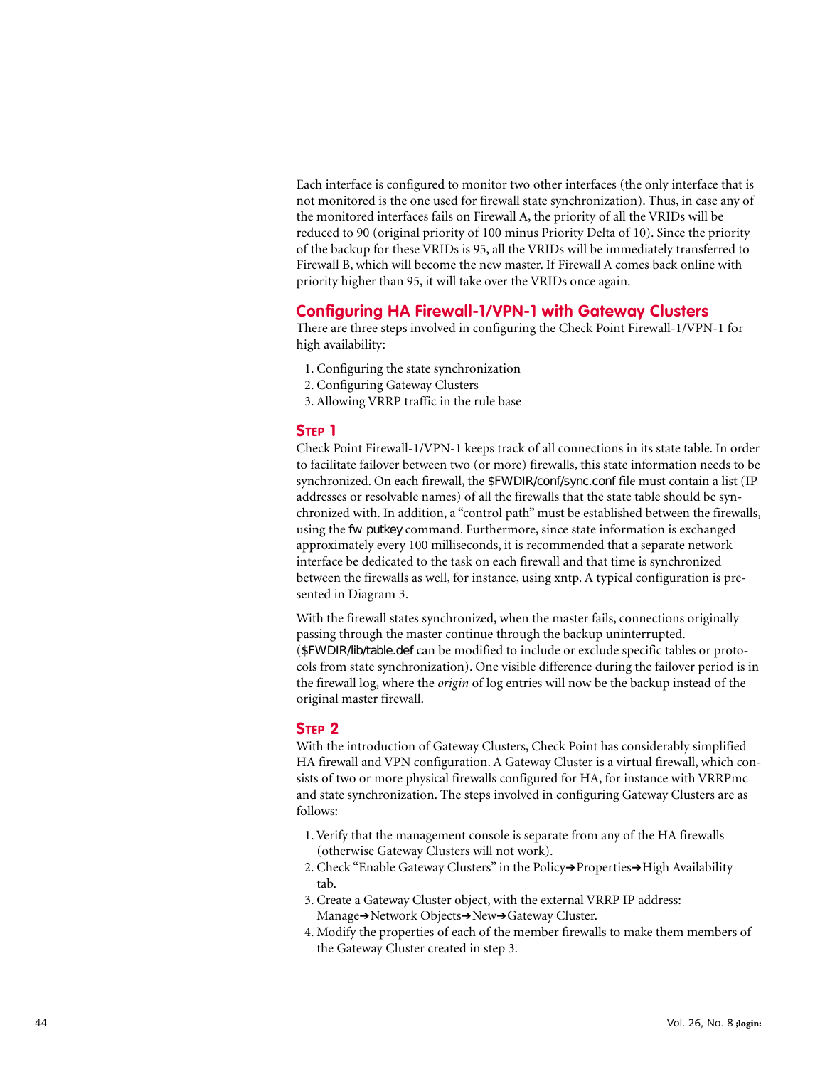Each interface is configured to monitor two other interfaces (the only interface that is not monitored is the one used for firewall state synchronization). Thus, in case any of the monitored interfaces fails on Firewall A, the priority of all the VRIDs will be reduced to 90 (original priority of 100 minus Priority Delta of 10). Since the priority of the backup for these VRIDs is 95, all the VRIDs will be immediately transferred to Firewall B, which will become the new master. If Firewall A comes back online with priority higher than 95, it will take over the VRIDs once again.

## Configuring HA Firewall-1/VPN-1 with Gateway Clusters

There are three steps involved in configuring the Check Point Firewall-1/VPN-1 for high availability:

1. Configuring the state synchronization
2. Configuring Gateway Clusters
3. Allowing VRRP traffic in the rule base

### Step 1

Check Point Firewall-1/VPN-1 keeps track of all connections in its state table. In order to facilitate failover between two (or more) firewalls, this state information needs to be synchronized. On each firewall, the $FWDIR/conf/sync.conf file must contain a list (IP addresses or resolvable names) of all the firewalls that the state table should be synchronized with. In addition, a "control path" must be established between the firewalls, using the fw putkey command. Furthermore, since state information is exchanged approximately every 100 milliseconds, it is recommended that a separate network interface be dedicated to the task on each firewall and that time is synchronized between the firewalls as well, for instance, using xntp. A typical configuration is presented in Diagram 3.

With the firewall states synchronized, when the master fails, connections originally passing through the master continue through the backup uninterrupted. ($FWDIR/lib/table.def can be modified to include or exclude specific tables or protocols from state synchronization). One visible difference during the failover period is in the firewall log, where the *origin* of log entries will now be the backup instead of the original master firewall.

### Step 2

With the introduction of Gateway Clusters, Check Point has considerably simplified HA firewall and VPN configuration. A Gateway Cluster is a virtual firewall, which consists of two or more physical firewalls configured for HA, for instance with VRRPmc and state synchronization. The steps involved in configuring Gateway Clusters are as follows:

1. Verify that the management console is separate from any of the HA firewalls (otherwise Gateway Clusters will not work).
2. Check "Enable Gateway Clusters" in the Policy➔Properties➔High Availability tab.
3. Create a Gateway Cluster object, with the external VRRP IP address: Manage➔Network Objects➔New➔Gateway Cluster.
4. Modify the properties of each of the member firewalls to make them members of the Gateway Cluster created in step 3.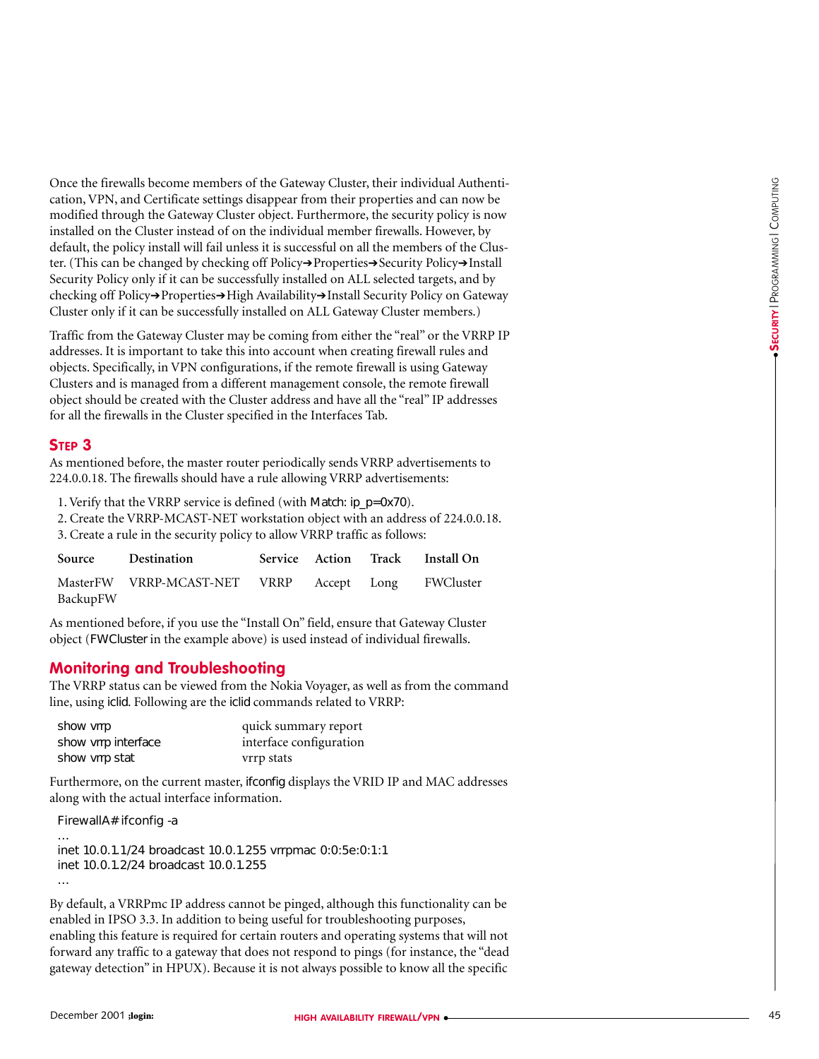Once the firewalls become members of the Gateway Cluster, their individual Authentication, VPN, and Certificate settings disappear from their properties and can now be modified through the Gateway Cluster object. Furthermore, the security policy is now installed on the Cluster instead of on the individual member firewalls. However, by default, the policy install will fail unless it is successful on all the members of the Cluster. (This can be changed by checking off Policy➔Properties➔Security Policy➔Install Security Policy only if it can be successfully installed on ALL selected targets, and by checking off Policy➔Properties➔High Availability➔Install Security Policy on Gateway Cluster only if it can be successfully installed on ALL Gateway Cluster members.)

Traffic from the Gateway Cluster may be coming from either the "real" or the VRRP IP addresses. It is important to take this into account when creating firewall rules and objects. Specifically, in VPN configurations, if the remote firewall is using Gateway Clusters and is managed from a different management console, the remote firewall object should be created with the Cluster address and have all the "real" IP addresses for all the firewalls in the Cluster specified in the Interfaces Tab.

### STEP 3

As mentioned before, the master router periodically sends VRRP advertisements to 224.0.0.18. The firewalls should have a rule allowing VRRP advertisements:

1. Verify that the VRRP service is defined (with `Match: ip_p=0x70`).
2. Create the VRRP-MCAST-NET workstation object with an address of 224.0.0.18.
3. Create a rule in the security policy to allow VRRP traffic as follows:

| Source | Destination | Service | Action | Track | Install On |
|---|---|---|---|---|---|
| MasterFW BackupFW | VRRP-MCAST-NET | VRRP | Accept | Long | FWCluster |

As mentioned before, if you use the "Install On" field, ensure that Gateway Cluster object (`FWCluster` in the example above) is used instead of individual firewalls.

## Monitoring and Troubleshooting

The VRRP status can be viewed from the Nokia Voyager, as well as from the command line, using `iclid`. Following are the `iclid` commands related to VRRP:

| | |
|---|---|
| `show vrrp` | quick summary report |
| `show vrrp interface` | interface configuration |
| `show vrrp stat` | vrrp stats |

Furthermore, on the current master, `ifconfig` displays the VRID IP and MAC addresses along with the actual interface information.

```
FirewallA# ifconfig -a
…
inet 10.0.1.1/24 broadcast 10.0.1.255 vrrpmac 0:0:5e:0:1:1
inet 10.0.1.2/24 broadcast 10.0.1.255
…
```

By default, a VRRPmc IP address cannot be pinged, although this functionality can be enabled in IPSO 3.3. In addition to being useful for troubleshooting purposes, enabling this feature is required for certain routers and operating systems that will not forward any traffic to a gateway that does not respond to pings (for instance, the "dead gateway detection" in HPUX). Because it is not always possible to know all the specific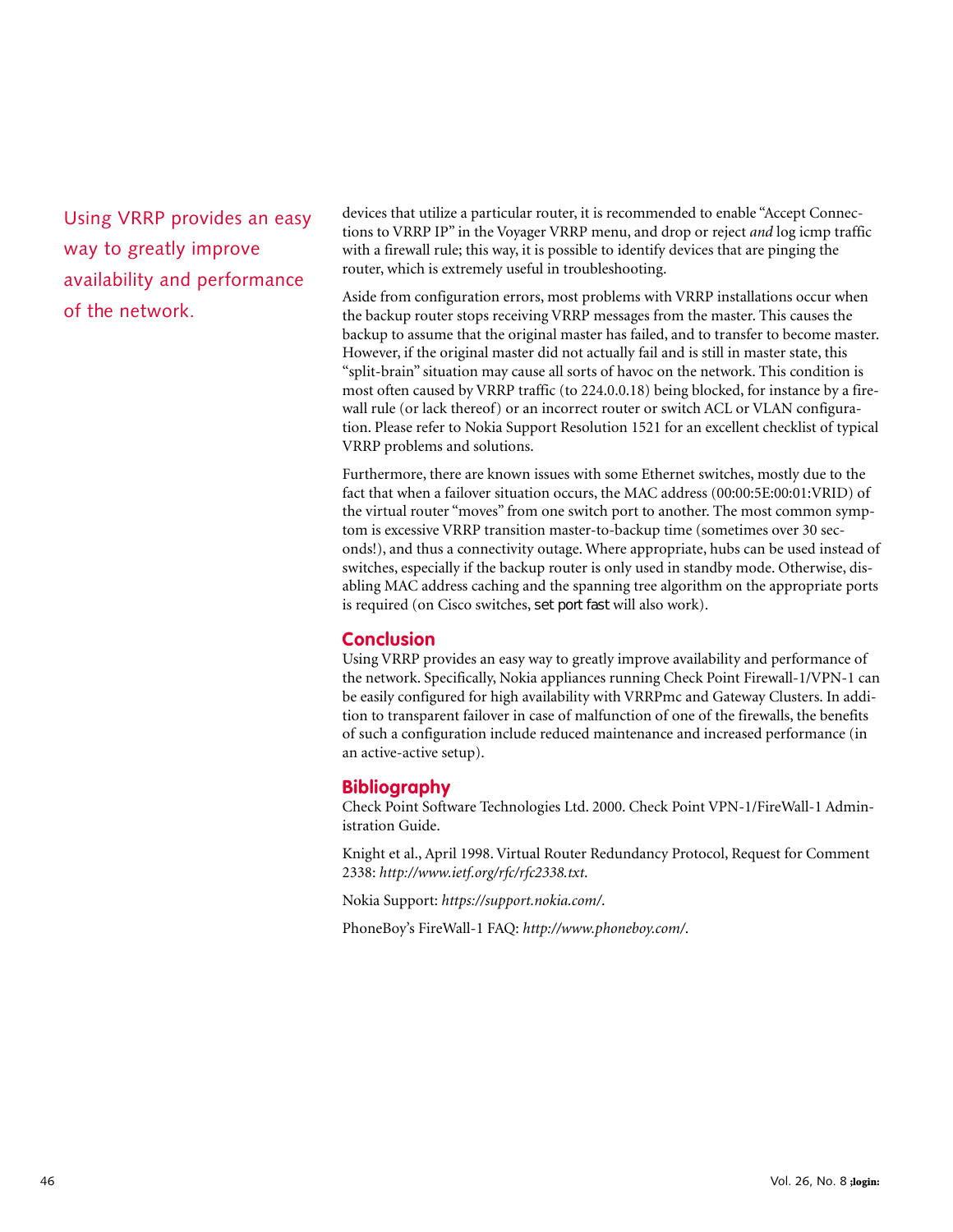Using VRRP provides an easy way to greatly improve availability and performance of the network.

devices that utilize a particular router, it is recommended to enable "Accept Connections to VRRP IP" in the Voyager VRRP menu, and drop or reject *and* log icmp traffic with a firewall rule; this way, it is possible to identify devices that are pinging the router, which is extremely useful in troubleshooting.

Aside from configuration errors, most problems with VRRP installations occur when the backup router stops receiving VRRP messages from the master. This causes the backup to assume that the original master has failed, and to transfer to become master. However, if the original master did not actually fail and is still in master state, this "split-brain" situation may cause all sorts of havoc on the network. This condition is most often caused by VRRP traffic (to 224.0.0.18) being blocked, for instance by a firewall rule (or lack thereof) or an incorrect router or switch ACL or VLAN configuration. Please refer to Nokia Support Resolution 1521 for an excellent checklist of typical VRRP problems and solutions.

Furthermore, there are known issues with some Ethernet switches, mostly due to the fact that when a failover situation occurs, the MAC address (00:00:5E:00:01:VRID) of the virtual router "moves" from one switch port to another. The most common symptom is excessive VRRP transition master-to-backup time (sometimes over 30 seconds!), and thus a connectivity outage. Where appropriate, hubs can be used instead of switches, especially if the backup router is only used in standby mode. Otherwise, disabling MAC address caching and the spanning tree algorithm on the appropriate ports is required (on Cisco switches, `set port fast` will also work).

## Conclusion

Using VRRP provides an easy way to greatly improve availability and performance of the network. Specifically, Nokia appliances running Check Point Firewall-1/VPN-1 can be easily configured for high availability with VRRPmc and Gateway Clusters. In addition to transparent failover in case of malfunction of one of the firewalls, the benefits of such a configuration include reduced maintenance and increased performance (in an active-active setup).

## Bibliography

Check Point Software Technologies Ltd. 2000. Check Point VPN-1/FireWall-1 Administration Guide.

Knight et al., April 1998. Virtual Router Redundancy Protocol, Request for Comment 2338: *http://www.ietf.org/rfc/rfc2338.txt*.

Nokia Support: *https://support.nokia.com/*.

PhoneBoy's FireWall-1 FAQ: *http://www.phoneboy.com/*.